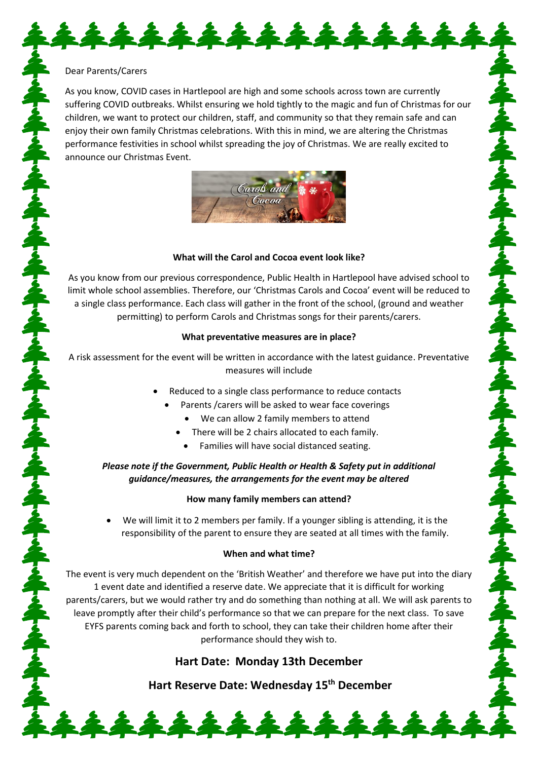Dear Parents/Carers

As you know, COVID cases in Hartlepool are high and some schools across town are currently suffering COVID outbreaks. Whilst ensuring we hold tightly to the magic and fun of Christmas for our children, we want to protect our children, staff, and community so that they remain safe and can enjoy their own family Christmas celebrations. With this in mind, we are altering the Christmas performance festivities in school whilst spreading the joy of Christmas. We are really excited to announce our Christmas Event.

**What will the Carol and Cocoa event look like?**

As you know from our previous correspondence, Public Health in Hartlepool have advised school to limit whole school assemblies. Therefore, our 'Christmas Carols and Cocoa' event will be reduced to a single class performance. Each class will gather in the front of the school, (ground and weather permitting) to perform Carols and Christmas songs for their parents/carers.

**What preventative measures are in place?**

A risk assessment for the event will be written in accordance with the latest guidance. Preventative measures will include

- Reduced to a single class performance to reduce contacts
- Parents /carers will be asked to wear face coverings
- We can allow 2 family members to attend
- There will be 2 chairs allocated to each family.
- Families will have social distanced seating.

***Please note if the Government, Public Health or Health & Safety put in additional guidance/measures, the arrangements for the event may be altered***

**How many family members can attend?**

- We will limit it to 2 members per family. If a younger sibling is attending, it is the responsibility of the parent to ensure they are seated at all times with the family.

**When and what time?**

The event is very much dependent on the 'British Weather' and therefore we have put into the diary 1 event date and identified a reserve date. We appreciate that it is difficult for working parents/carers, but we would rather try and do something than nothing at all. We will ask parents to leave promptly after their child's performance so that we can prepare for the next class. To save EYFS parents coming back and forth to school, they can take their children home after their performance should they wish to.

## Hart Date: Monday 13th December

## Hart Reserve Date: Wednesday 15th December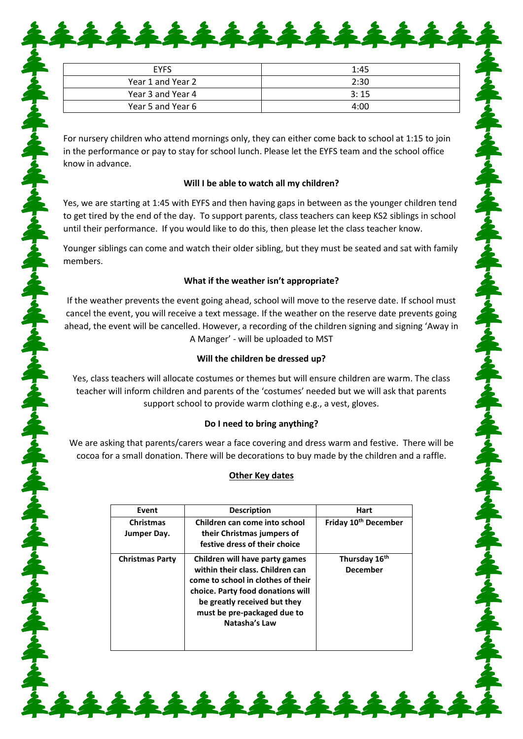| EYFS | 1:45 |
| --- | --- |
| Year 1 and Year 2 | 2:30 |
| Year 3 and Year 4 | 3: 15 |
| Year 5 and Year 6 | 4:00 |

For nursery children who attend mornings only, they can either come back to school at 1:15 to join in the performance or pay to stay for school lunch. Please let the EYFS team and the school office know in advance.

**Will I be able to watch all my children?**

Yes, we are starting at 1:45 with EYFS and then having gaps in between as the younger children tend to get tired by the end of the day. To support parents, class teachers can keep KS2 siblings in school until their performance. If you would like to do this, then please let the class teacher know.

Younger siblings can come and watch their older sibling, but they must be seated and sat with family members.

**What if the weather isn't appropriate?**

If the weather prevents the event going ahead, school will move to the reserve date. If school must cancel the event, you will receive a text message. If the weather on the reserve date prevents going ahead, the event will be cancelled. However, a recording of the children signing and signing 'Away in A Manger' - will be uploaded to MST

**Will the children be dressed up?**

Yes, class teachers will allocate costumes or themes but will ensure children are warm. The class teacher will inform children and parents of the 'costumes' needed but we will ask that parents support school to provide warm clothing e.g., a vest, gloves.

**Do I need to bring anything?**

We are asking that parents/carers wear a face covering and dress warm and festive. There will be cocoa for a small donation. There will be decorations to buy made by the children and a raffle.

**Other Key dates**

| Event | Description | Hart |
| --- | --- | --- |
| **Christmas Jumper Day.** | **Children can come into school their Christmas jumpers of festive dress of their choice** | **Friday 10th December** |
| **Christmas Party** | **Children will have party games within their class. Children can come to school in clothes of their choice. Party food donations will be greatly received but they must be pre-packaged due to Natasha's Law** | **Thursday 16th December** |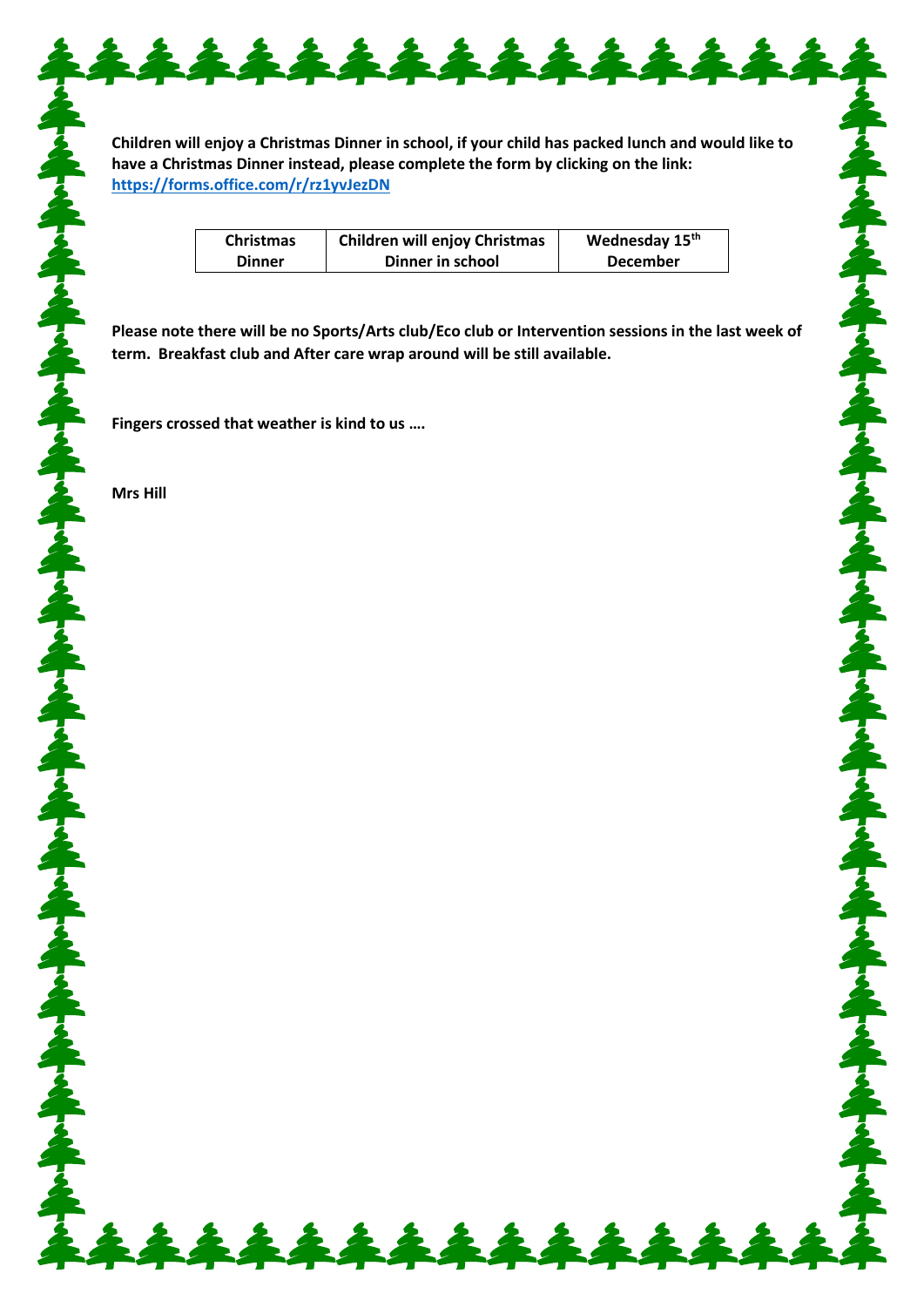**Children will enjoy a Christmas Dinner in school, if your child has packed lunch and would like to have a Christmas Dinner instead, please complete the form by clicking on the link: https://forms.office.com/r/rz1yvJezDN**

| | | |
|---|---|---|
| **Christmas Dinner** | **Children will enjoy Christmas Dinner in school** | **Wednesday 15th December** |

**Please note there will be no Sports/Arts club/Eco club or Intervention sessions in the last week of term. Breakfast club and After care wrap around will be still available.**

**Fingers crossed that weather is kind to us ….**

**Mrs Hill**